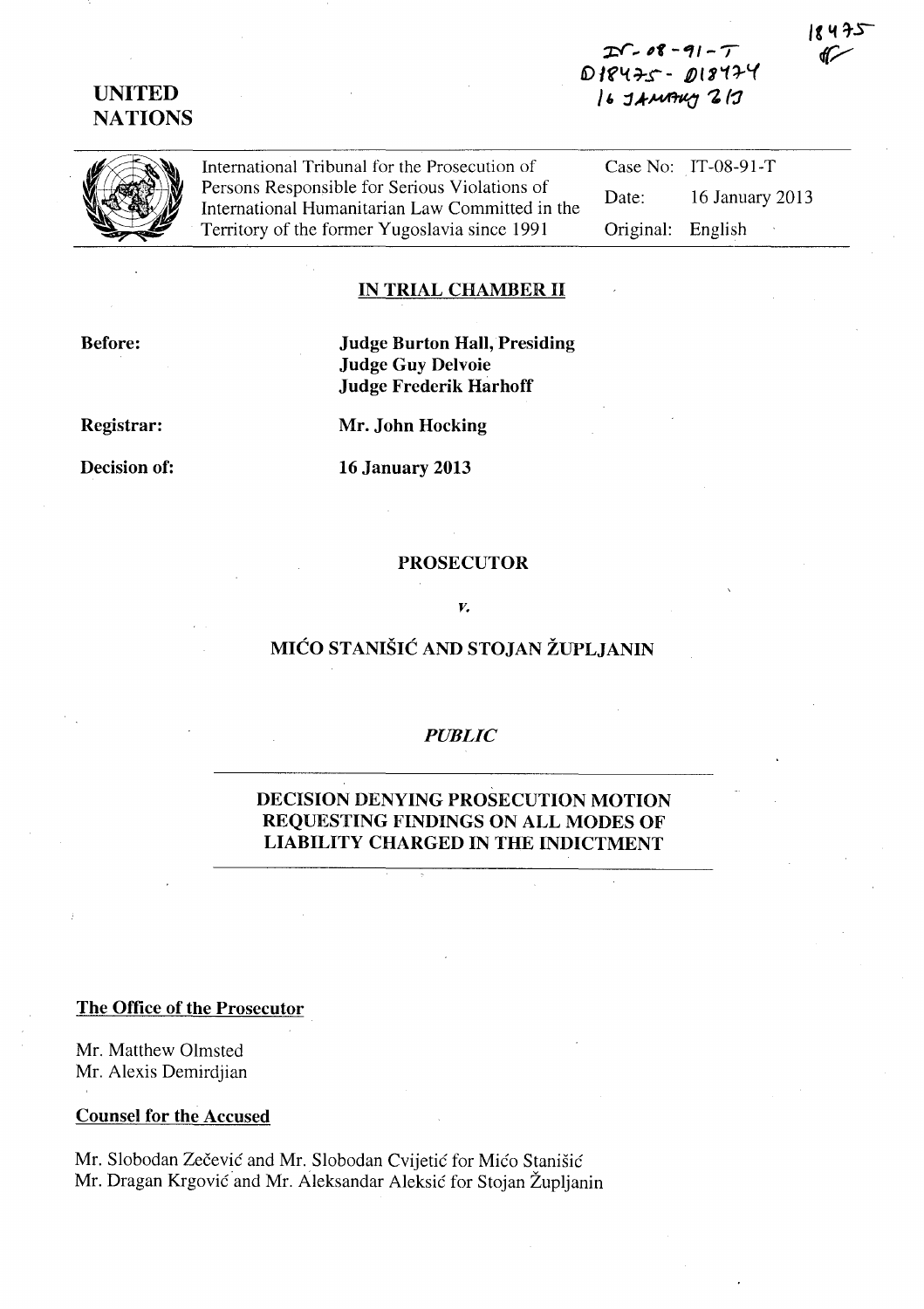IT-08-91-T
D18475 - D18474
16 JANUARY 2013

18475

# UNITED NATIONS

International Tribunal for the Prosecution of Persons Responsible for Serious Violations of International Humanitarian Law Committed in the Territory of the former Yugoslavia since 1991

Case No: IT-08-91-T
Date: 16 January 2013
Original: English

## IN TRIAL CHAMBER II

**Before:**
**Judge Burton Hall, Presiding**
**Judge Guy Delvoie**
**Judge Frederik Harhoff**

**Registrar:** **Mr. John Hocking**

**Decision of:** **16 January 2013**

**PROSECUTOR**

*v.*

**MIĆO STANIŠIĆ AND STOJAN ŽUPLJANIN**

*PUBLIC*

**DECISION DENYING PROSECUTION MOTION REQUESTING FINDINGS ON ALL MODES OF LIABILITY CHARGED IN THE INDICTMENT**

**The Office of the Prosecutor**

Mr. Matthew Olmsted
Mr. Alexis Demirdjian

**Counsel for the Accused**

Mr. Slobodan Zečević and Mr. Slobodan Cvijetić for Mićo Stanišić
Mr. Dragan Krgović and Mr. Aleksandar Aleksić for Stojan Župljanin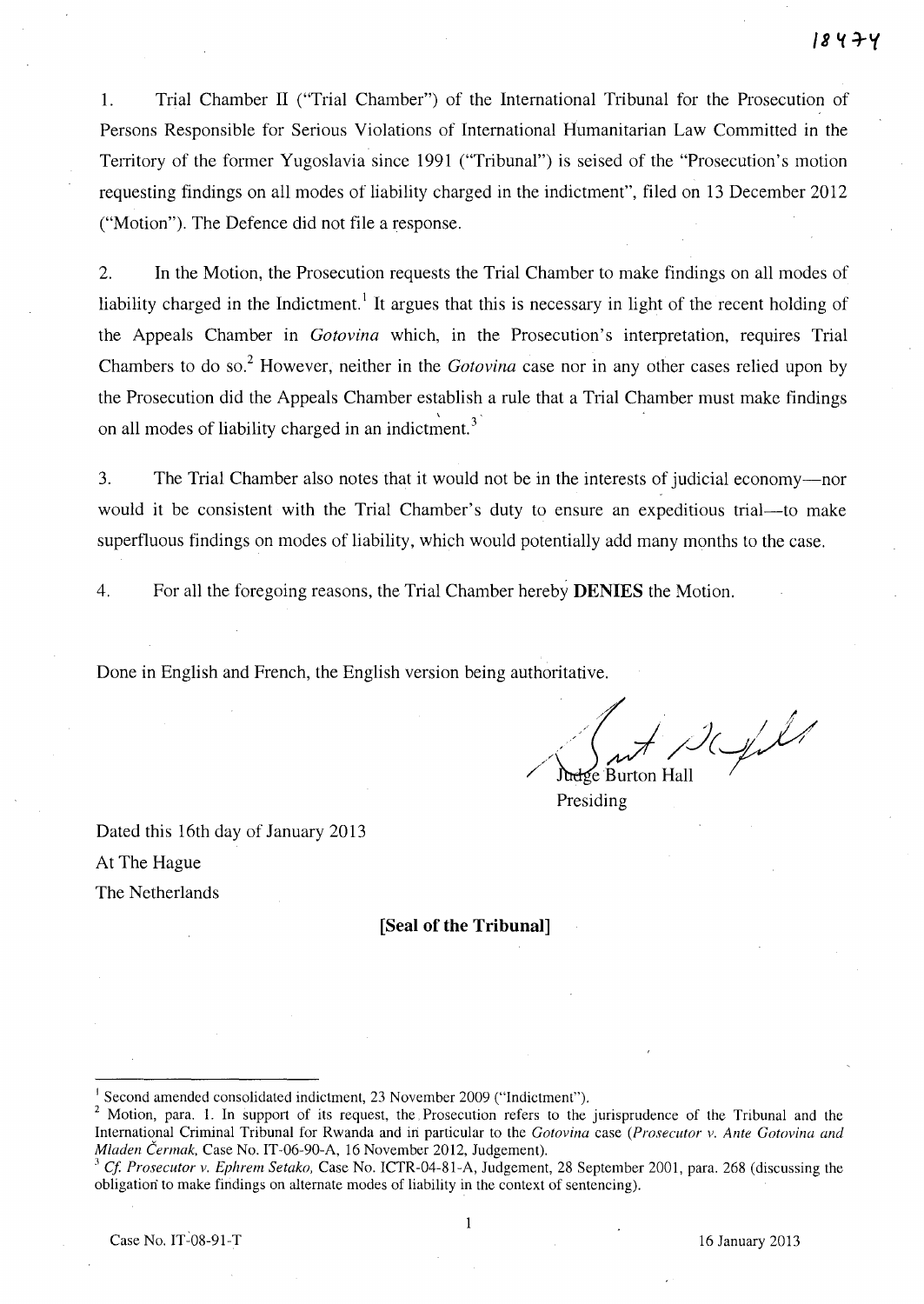1. Trial Chamber II ("Trial Chamber") of the International Tribunal for the Prosecution of Persons Responsible for Serious Violations of International Humanitarian Law Committed in the Territory of the former Yugoslavia since 1991 ("Tribunal") is seised of the "Prosecution's motion requesting findings on all modes of liability charged in the indictment", filed on 13 December 2012 ("Motion"). The Defence did not file a response.

2. In the Motion, the Prosecution requests the Trial Chamber to make findings on all modes of liability charged in the Indictment.[1] It argues that this is necessary in light of the recent holding of the Appeals Chamber in *Gotovina* which, in the Prosecution's interpretation, requires Trial Chambers to do so.[2] However, neither in the *Gotovina* case nor in any other cases relied upon by the Prosecution did the Appeals Chamber establish a rule that a Trial Chamber must make findings on all modes of liability charged in an indictment.[3]

3. The Trial Chamber also notes that it would not be in the interests of judicial economy—nor would it be consistent with the Trial Chamber's duty to ensure an expeditious trial—to make superfluous findings on modes of liability, which would potentially add many months to the case.

4. For all the foregoing reasons, the Trial Chamber hereby **DENIES** the Motion.

Done in English and French, the English version being authoritative.

Judge Burton Hall
Presiding

Dated this 16th day of January 2013
At The Hague
The Netherlands

**[Seal of the Tribunal]**

---

[1] Second amended consolidated indictment, 23 November 2009 ("Indictment").

[2] Motion, para. 1. In support of its request, the Prosecution refers to the jurisprudence of the Tribunal and the International Criminal Tribunal for Rwanda and in particular to the *Gotovina* case (*Prosecutor v. Ante Gotovina and Mladen Čermak*, Case No. IT-06-90-A, 16 November 2012, Judgement).

[3] *Cf. Prosecutor v. Ephrem Setako*, Case No. ICTR-04-81-A, Judgement, 28 September 2001, para. 268 (discussing the obligation to make findings on alternate modes of liability in the context of sentencing).

Case No. IT-08-91-T

16 January 2013